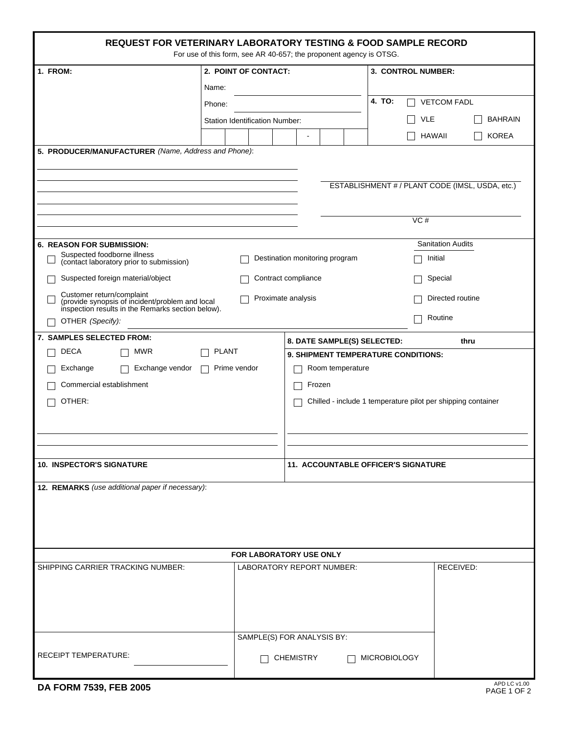# REQUEST FOR VETERINARY LABORATORY TESTING & FOOD SAMPLE RECORD

For use of this form, see AR 40-657; the proponent agency is OTSG.

**1. FROM:**

**2. POINT OF CONTACT:**

Name:

Phone:

Station Identification Number: ____ ____ ____ ____ - ____ ____ ____

**3. CONTROL NUMBER:**

**4. TO:**
- ☐ VETCOM FADL
- ☐ VLE
- ☐ BAHRAIN
- ☐ HAWAII
- ☐ KOREA

**5. PRODUCER/MANUFACTURER** *(Name, Address and Phone)*:

ESTABLISHMENT # / PLANT CODE (IMSL, USDA, etc.)

VC #

**6. REASON FOR SUBMISSION:**
- ☐ Suspected foodborne illness (contact laboratory prior to submission)
- ☐ Suspected foreign material/object
- ☐ Customer return/complaint (provide synopsis of incident/problem and local inspection results in the Remarks section below).
- ☐ OTHER *(Specify):*
- ☐ Destination monitoring program
- ☐ Contract compliance
- ☐ Proximate analysis

Sanitation Audits
- ☐ Initial
- ☐ Special
- ☐ Directed routine
- ☐ Routine

**7. SAMPLES SELECTED FROM:**
- ☐ DECA
- ☐ MWR
- ☐ PLANT
- ☐ Exchange
- ☐ Exchange vendor
- ☐ Prime vendor
- ☐ Commercial establishment
- ☐ OTHER:

**8. DATE SAMPLE(S) SELECTED:** thru

**9. SHIPMENT TEMPERATURE CONDITIONS:**
- ☐ Room temperature
- ☐ Frozen
- ☐ Chilled - include 1 temperature pilot per shipping container

**10. INSPECTOR'S SIGNATURE**

**11. ACCOUNTABLE OFFICER'S SIGNATURE**

**12. REMARKS** *(use additional paper if necessary)*:

**FOR LABORATORY USE ONLY**

SHIPPING CARRIER TRACKING NUMBER:

LABORATORY REPORT NUMBER:

RECEIVED:

RECEIPT TEMPERATURE:

SAMPLE(S) FOR ANALYSIS BY:
- ☐ CHEMISTRY
- ☐ MICROBIOLOGY

**DA FORM 7539, FEB 2005**

APD LC v1.00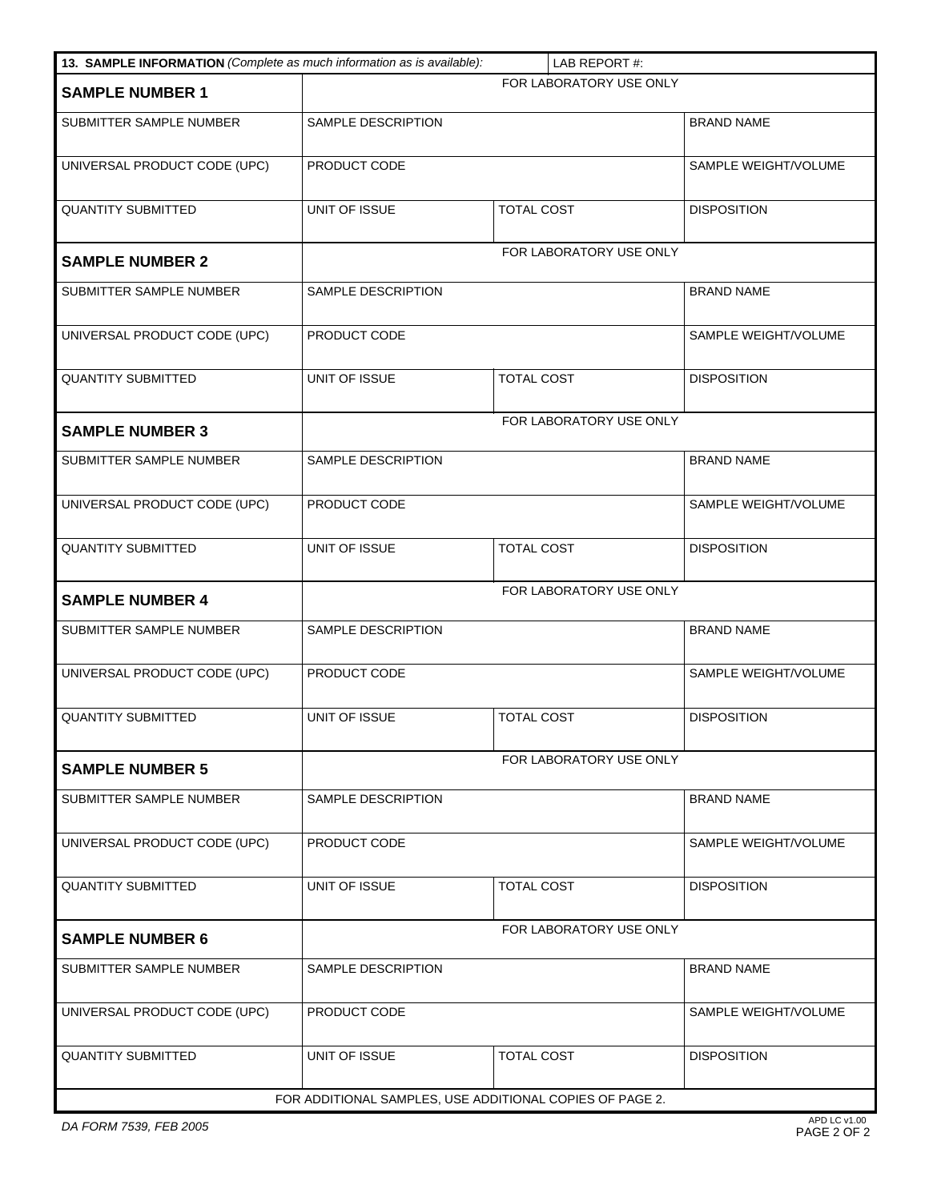| **13. SAMPLE INFORMATION** *(Complete as much information as is available):* | | LAB REPORT #: | |
|---|---|---|---|
| **SAMPLE NUMBER 1** | FOR LABORATORY USE ONLY | | |
| SUBMITTER SAMPLE NUMBER | SAMPLE DESCRIPTION | | BRAND NAME |
| UNIVERSAL PRODUCT CODE (UPC) | PRODUCT CODE | | SAMPLE WEIGHT/VOLUME |
| QUANTITY SUBMITTED | UNIT OF ISSUE | TOTAL COST | DISPOSITION |
| **SAMPLE NUMBER 2** | FOR LABORATORY USE ONLY | | |
| SUBMITTER SAMPLE NUMBER | SAMPLE DESCRIPTION | | BRAND NAME |
| UNIVERSAL PRODUCT CODE (UPC) | PRODUCT CODE | | SAMPLE WEIGHT/VOLUME |
| QUANTITY SUBMITTED | UNIT OF ISSUE | TOTAL COST | DISPOSITION |
| **SAMPLE NUMBER 3** | FOR LABORATORY USE ONLY | | |
| SUBMITTER SAMPLE NUMBER | SAMPLE DESCRIPTION | | BRAND NAME |
| UNIVERSAL PRODUCT CODE (UPC) | PRODUCT CODE | | SAMPLE WEIGHT/VOLUME |
| QUANTITY SUBMITTED | UNIT OF ISSUE | TOTAL COST | DISPOSITION |
| **SAMPLE NUMBER 4** | FOR LABORATORY USE ONLY | | |
| SUBMITTER SAMPLE NUMBER | SAMPLE DESCRIPTION | | BRAND NAME |
| UNIVERSAL PRODUCT CODE (UPC) | PRODUCT CODE | | SAMPLE WEIGHT/VOLUME |
| QUANTITY SUBMITTED | UNIT OF ISSUE | TOTAL COST | DISPOSITION |
| **SAMPLE NUMBER 5** | FOR LABORATORY USE ONLY | | |
| SUBMITTER SAMPLE NUMBER | SAMPLE DESCRIPTION | | BRAND NAME |
| UNIVERSAL PRODUCT CODE (UPC) | PRODUCT CODE | | SAMPLE WEIGHT/VOLUME |
| QUANTITY SUBMITTED | UNIT OF ISSUE | TOTAL COST | DISPOSITION |
| **SAMPLE NUMBER 6** | FOR LABORATORY USE ONLY | | |
| SUBMITTER SAMPLE NUMBER | SAMPLE DESCRIPTION | | BRAND NAME |
| UNIVERSAL PRODUCT CODE (UPC) | PRODUCT CODE | | SAMPLE WEIGHT/VOLUME |
| QUANTITY SUBMITTED | UNIT OF ISSUE | TOTAL COST | DISPOSITION |
| FOR ADDITIONAL SAMPLES, USE ADDITIONAL COPIES OF PAGE 2. | | | |

*DA FORM 7539, FEB 2005*

APD LC v1.00